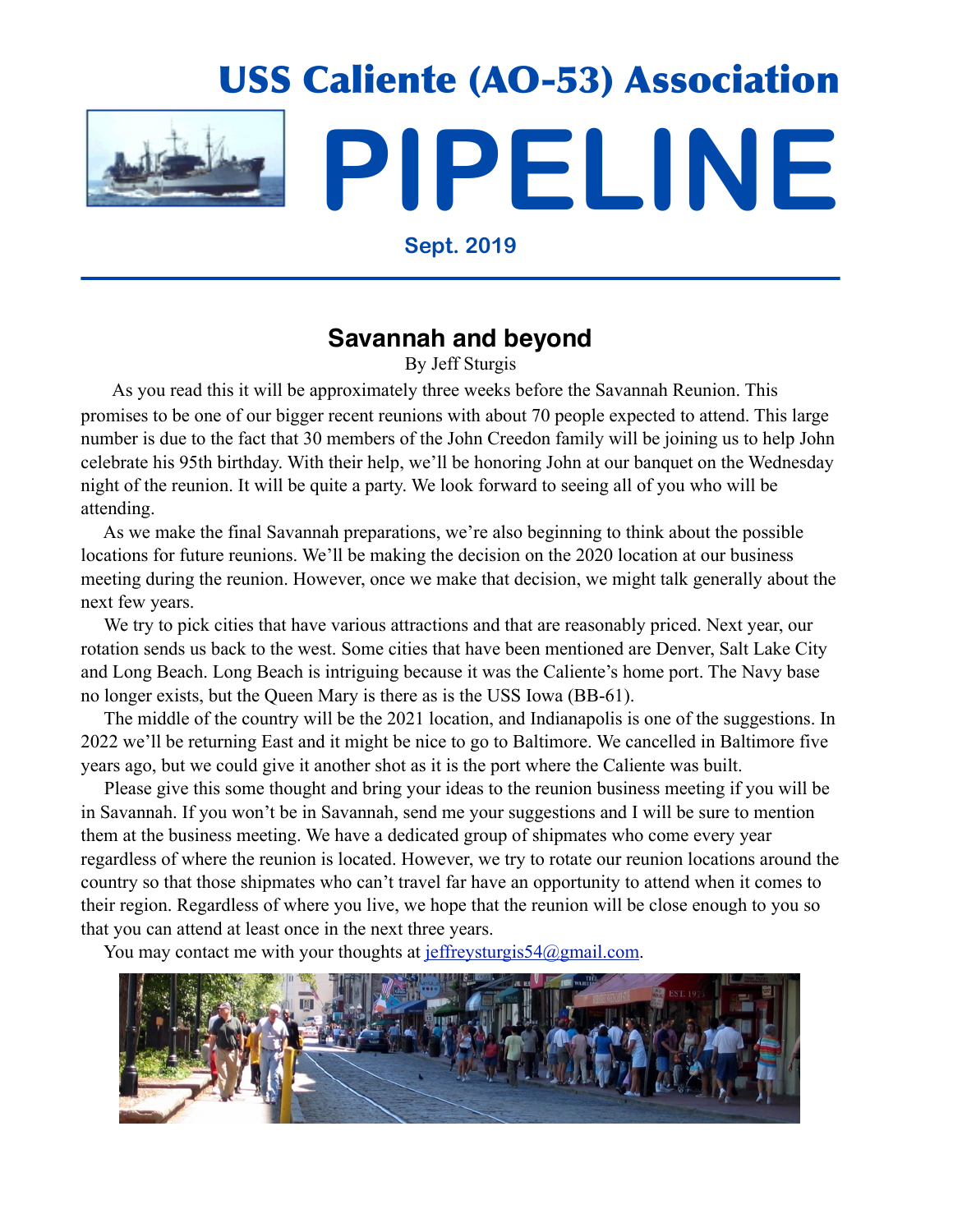# USS Caliente (AO-53) Association

# PIPELINE

**Sept. 2019**

---

## Savannah and beyond

By Jeff Sturgis

As you read this it will be approximately three weeks before the Savannah Reunion. This promises to be one of our bigger recent reunions with about 70 people expected to attend. This large number is due to the fact that 30 members of the John Creedon family will be joining us to help John celebrate his 95th birthday. With their help, we'll be honoring John at our banquet on the Wednesday night of the reunion. It will be quite a party. We look forward to seeing all of you who will be attending.

As we make the final Savannah preparations, we're also beginning to think about the possible locations for future reunions. We'll be making the decision on the 2020 location at our business meeting during the reunion. However, once we make that decision, we might talk generally about the next few years.

We try to pick cities that have various attractions and that are reasonably priced. Next year, our rotation sends us back to the west. Some cities that have been mentioned are Denver, Salt Lake City and Long Beach. Long Beach is intriguing because it was the Caliente's home port. The Navy base no longer exists, but the Queen Mary is there as is the USS Iowa (BB-61).

The middle of the country will be the 2021 location, and Indianapolis is one of the suggestions. In 2022 we'll be returning East and it might be nice to go to Baltimore. We cancelled in Baltimore five years ago, but we could give it another shot as it is the port where the Caliente was built.

Please give this some thought and bring your ideas to the reunion business meeting if you will be in Savannah. If you won't be in Savannah, send me your suggestions and I will be sure to mention them at the business meeting. We have a dedicated group of shipmates who come every year regardless of where the reunion is located. However, we try to rotate our reunion locations around the country so that those shipmates who can't travel far have an opportunity to attend when it comes to their region. Regardless of where you live, we hope that the reunion will be close enough to you so that you can attend at least once in the next three years.

You may contact me with your thoughts at jeffreysturgis54@gmail.com.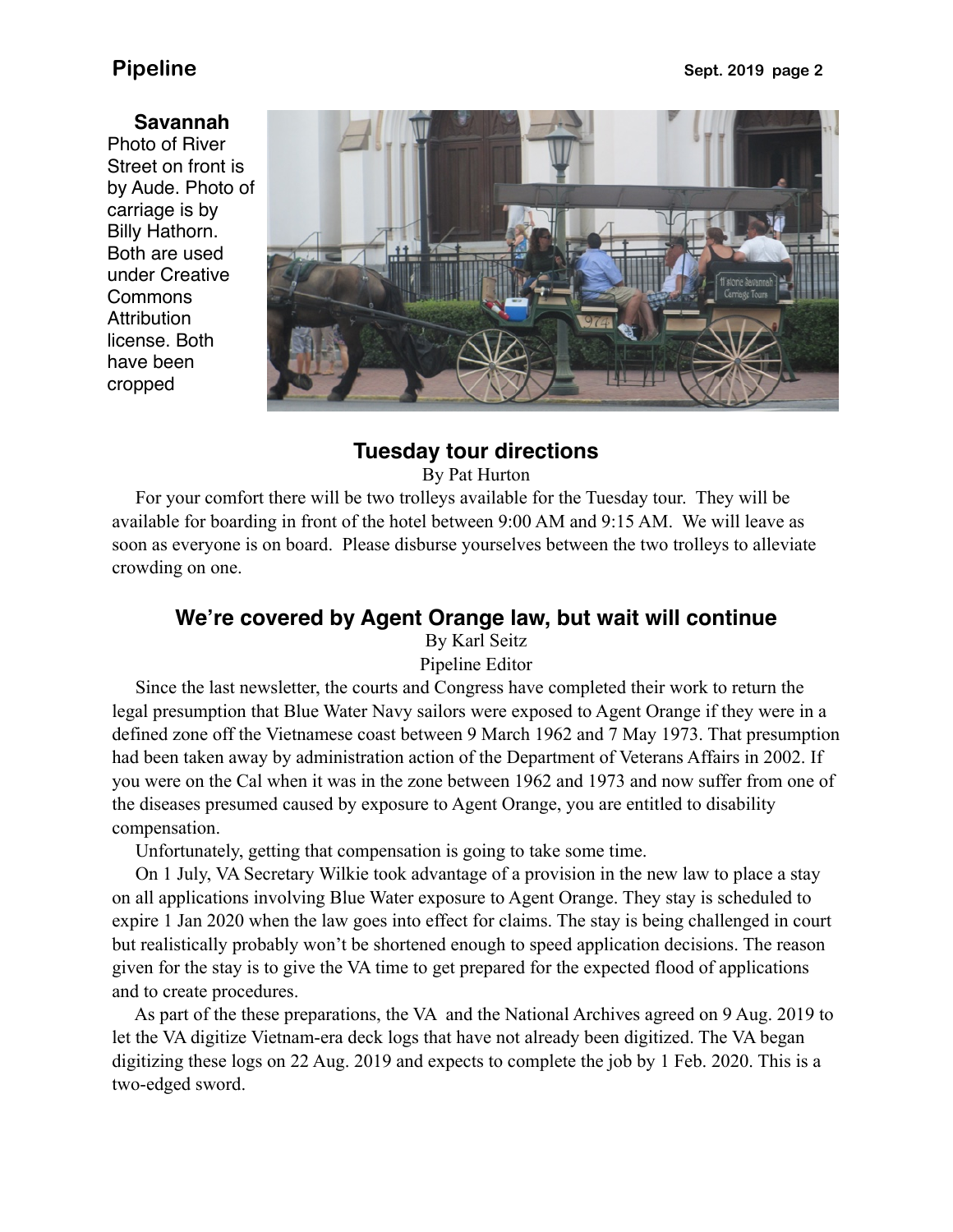**Savannah**
Photo of River Street on front is by Aude. Photo of carriage is by Billy Hathorn. Both are used under Creative Commons Attribution license. Both have been cropped

## Tuesday tour directions

By Pat Hurton

For your comfort there will be two trolleys available for the Tuesday tour. They will be available for boarding in front of the hotel between 9:00 AM and 9:15 AM. We will leave as soon as everyone is on board. Please disburse yourselves between the two trolleys to alleviate crowding on one.

## We're covered by Agent Orange law, but wait will continue

By Karl Seitz
Pipeline Editor

Since the last newsletter, the courts and Congress have completed their work to return the legal presumption that Blue Water Navy sailors were exposed to Agent Orange if they were in a defined zone off the Vietnamese coast between 9 March 1962 and 7 May 1973. That presumption had been taken away by administration action of the Department of Veterans Affairs in 2002. If you were on the Cal when it was in the zone between 1962 and 1973 and now suffer from one of the diseases presumed caused by exposure to Agent Orange, you are entitled to disability compensation.

Unfortunately, getting that compensation is going to take some time.

On 1 July, VA Secretary Wilkie took advantage of a provision in the new law to place a stay on all applications involving Blue Water exposure to Agent Orange. They stay is scheduled to expire 1 Jan 2020 when the law goes into effect for claims. The stay is being challenged in court but realistically probably won't be shortened enough to speed application decisions. The reason given for the stay is to give the VA time to get prepared for the expected flood of applications and to create procedures.

As part of the these preparations, the VA and the National Archives agreed on 9 Aug. 2019 to let the VA digitize Vietnam-era deck logs that have not already been digitized. The VA began digitizing these logs on 22 Aug. 2019 and expects to complete the job by 1 Feb. 2020. This is a two-edged sword.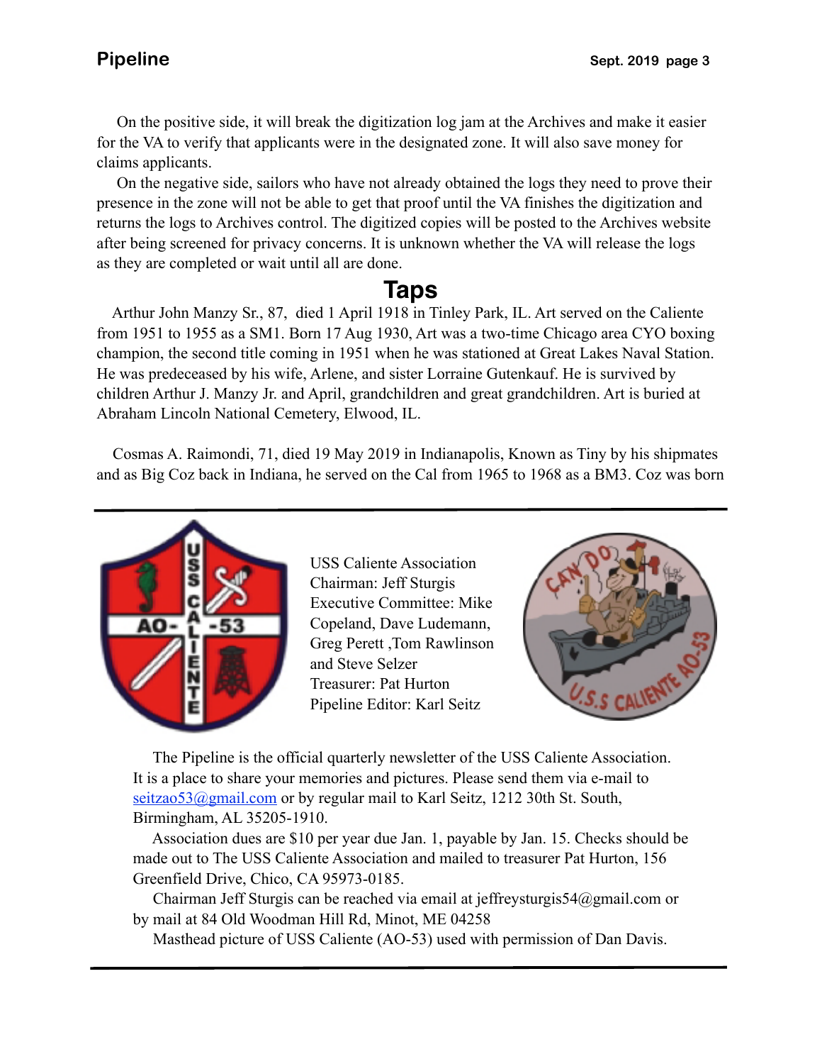On the positive side, it will break the digitization log jam at the Archives and make it easier for the VA to verify that applicants were in the designated zone. It will also save money for claims applicants.

On the negative side, sailors who have not already obtained the logs they need to prove their presence in the zone will not be able to get that proof until the VA finishes the digitization and returns the logs to Archives control. The digitized copies will be posted to the Archives website after being screened for privacy concerns. It is unknown whether the VA will release the logs as they are completed or wait until all are done.

## Taps

Arthur John Manzy Sr., 87, died 1 April 1918 in Tinley Park, IL. Art served on the Caliente from 1951 to 1955 as a SM1. Born 17 Aug 1930, Art was a two-time Chicago area CYO boxing champion, the second title coming in 1951 when he was stationed at Great Lakes Naval Station. He was predeceased by his wife, Arlene, and sister Lorraine Gutenkauf. He is survived by children Arthur J. Manzy Jr. and April, grandchildren and great grandchildren. Art is buried at Abraham Lincoln National Cemetery, Elwood, IL.

Cosmas A. Raimondi, 71, died 19 May 2019 in Indianapolis, Known as Tiny by his shipmates and as Big Coz back in Indiana, he served on the Cal from 1965 to 1968 as a BM3. Coz was born

---

USS Caliente Association
Chairman: Jeff Sturgis
Executive Committee: Mike Copeland, Dave Ludemann, Greg Perett ,Tom Rawlinson and Steve Selzer
Treasurer: Pat Hurton
Pipeline Editor: Karl Seitz

The Pipeline is the official quarterly newsletter of the USS Caliente Association. It is a place to share your memories and pictures. Please send them via e-mail to seitzao53@gmail.com or by regular mail to Karl Seitz, 1212 30th St. South, Birmingham, AL 35205-1910.

Association dues are $10 per year due Jan. 1, payable by Jan. 15. Checks should be made out to The USS Caliente Association and mailed to treasurer Pat Hurton, 156 Greenfield Drive, Chico, CA 95973-0185.

Chairman Jeff Sturgis can be reached via email at jeffreysturgis54@gmail.com or by mail at 84 Old Woodman Hill Rd, Minot, ME 04258

Masthead picture of USS Caliente (AO-53) used with permission of Dan Davis.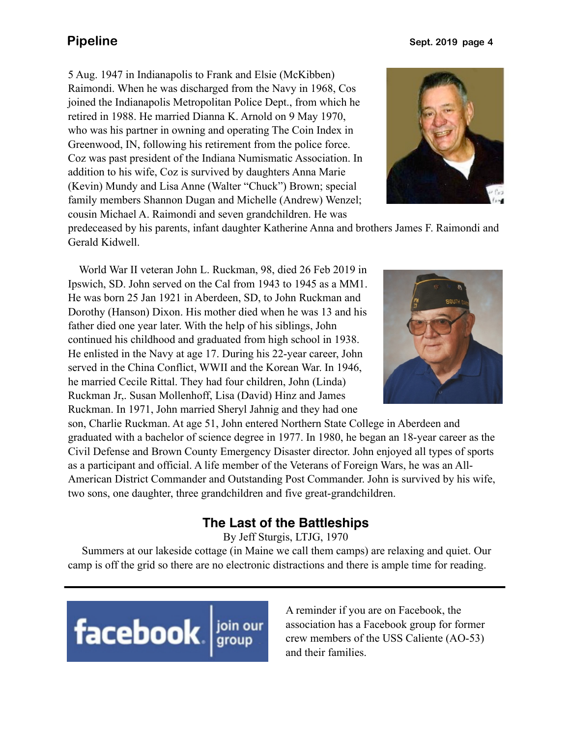5 Aug. 1947 in Indianapolis to Frank and Elsie (McKibben) Raimondi. When he was discharged from the Navy in 1968, Cos joined the Indianapolis Metropolitan Police Dept., from which he retired in 1988. He married Dianna K. Arnold on 9 May 1970, who was his partner in owning and operating The Coin Index in Greenwood, IN, following his retirement from the police force. Coz was past president of the Indiana Numismatic Association. In addition to his wife, Coz is survived by daughters Anna Marie (Kevin) Mundy and Lisa Anne (Walter "Chuck") Brown; special family members Shannon Dugan and Michelle (Andrew) Wenzel; cousin Michael A. Raimondi and seven grandchildren. He was predeceased by his parents, infant daughter Katherine Anna and brothers James F. Raimondi and Gerald Kidwell.

World War II veteran John L. Ruckman, 98, died 26 Feb 2019 in Ipswich, SD. John served on the Cal from 1943 to 1945 as a MM1. He was born 25 Jan 1921 in Aberdeen, SD, to John Ruckman and Dorothy (Hanson) Dixon. His mother died when he was 13 and his father died one year later. With the help of his siblings, John continued his childhood and graduated from high school in 1938. He enlisted in the Navy at age 17. During his 22-year career, John served in the China Conflict, WWII and the Korean War. In 1946, he married Cecile Rittal. They had four children, John (Linda) Ruckman Jr,. Susan Mollenhoff, Lisa (David) Hinz and James Ruckman. In 1971, John married Sheryl Jahnig and they had one son, Charlie Ruckman. At age 51, John entered Northern State College in Aberdeen and graduated with a bachelor of science degree in 1977. In 1980, he began an 18-year career as the Civil Defense and Brown County Emergency Disaster director. John enjoyed all types of sports as a participant and official. A life member of the Veterans of Foreign Wars, he was an All-American District Commander and Outstanding Post Commander. John is survived by his wife, two sons, one daughter, three grandchildren and five great-grandchildren.

## The Last of the Battleships

By Jeff Sturgis, LTJG, 1970

Summers at our lakeside cottage (in Maine we call them camps) are relaxing and quiet. Our camp is off the grid so there are no electronic distractions and there is ample time for reading.

---

facebook. join our group

A reminder if you are on Facebook, the association has a Facebook group for former crew members of the USS Caliente (AO-53) and their families.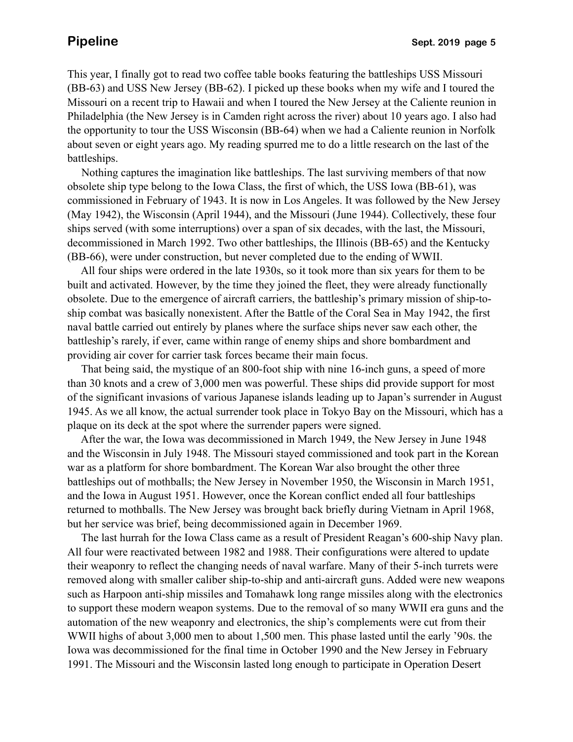This year, I finally got to read two coffee table books featuring the battleships USS Missouri (BB-63) and USS New Jersey (BB-62). I picked up these books when my wife and I toured the Missouri on a recent trip to Hawaii and when I toured the New Jersey at the Caliente reunion in Philadelphia (the New Jersey is in Camden right across the river) about 10 years ago. I also had the opportunity to tour the USS Wisconsin (BB-64) when we had a Caliente reunion in Norfolk about seven or eight years ago. My reading spurred me to do a little research on the last of the battleships.

Nothing captures the imagination like battleships. The last surviving members of that now obsolete ship type belong to the Iowa Class, the first of which, the USS Iowa (BB-61), was commissioned in February of 1943. It is now in Los Angeles. It was followed by the New Jersey (May 1942), the Wisconsin (April 1944), and the Missouri (June 1944). Collectively, these four ships served (with some interruptions) over a span of six decades, with the last, the Missouri, decommissioned in March 1992. Two other battleships, the Illinois (BB-65) and the Kentucky (BB-66), were under construction, but never completed due to the ending of WWII.

All four ships were ordered in the late 1930s, so it took more than six years for them to be built and activated. However, by the time they joined the fleet, they were already functionally obsolete. Due to the emergence of aircraft carriers, the battleship's primary mission of ship-to-ship combat was basically nonexistent. After the Battle of the Coral Sea in May 1942, the first naval battle carried out entirely by planes where the surface ships never saw each other, the battleship's rarely, if ever, came within range of enemy ships and shore bombardment and providing air cover for carrier task forces became their main focus.

That being said, the mystique of an 800-foot ship with nine 16-inch guns, a speed of more than 30 knots and a crew of 3,000 men was powerful. These ships did provide support for most of the significant invasions of various Japanese islands leading up to Japan's surrender in August 1945. As we all know, the actual surrender took place in Tokyo Bay on the Missouri, which has a plaque on its deck at the spot where the surrender papers were signed.

After the war, the Iowa was decommissioned in March 1949, the New Jersey in June 1948 and the Wisconsin in July 1948. The Missouri stayed commissioned and took part in the Korean war as a platform for shore bombardment. The Korean War also brought the other three battleships out of mothballs; the New Jersey in November 1950, the Wisconsin in March 1951, and the Iowa in August 1951. However, once the Korean conflict ended all four battleships returned to mothballs. The New Jersey was brought back briefly during Vietnam in April 1968, but her service was brief, being decommissioned again in December 1969.

The last hurrah for the Iowa Class came as a result of President Reagan's 600-ship Navy plan. All four were reactivated between 1982 and 1988. Their configurations were altered to update their weaponry to reflect the changing needs of naval warfare. Many of their 5-inch turrets were removed along with smaller caliber ship-to-ship and anti-aircraft guns. Added were new weapons such as Harpoon anti-ship missiles and Tomahawk long range missiles along with the electronics to support these modern weapon systems. Due to the removal of so many WWII era guns and the automation of the new weaponry and electronics, the ship's complements were cut from their WWII highs of about 3,000 men to about 1,500 men. This phase lasted until the early '90s. the Iowa was decommissioned for the final time in October 1990 and the New Jersey in February 1991. The Missouri and the Wisconsin lasted long enough to participate in Operation Desert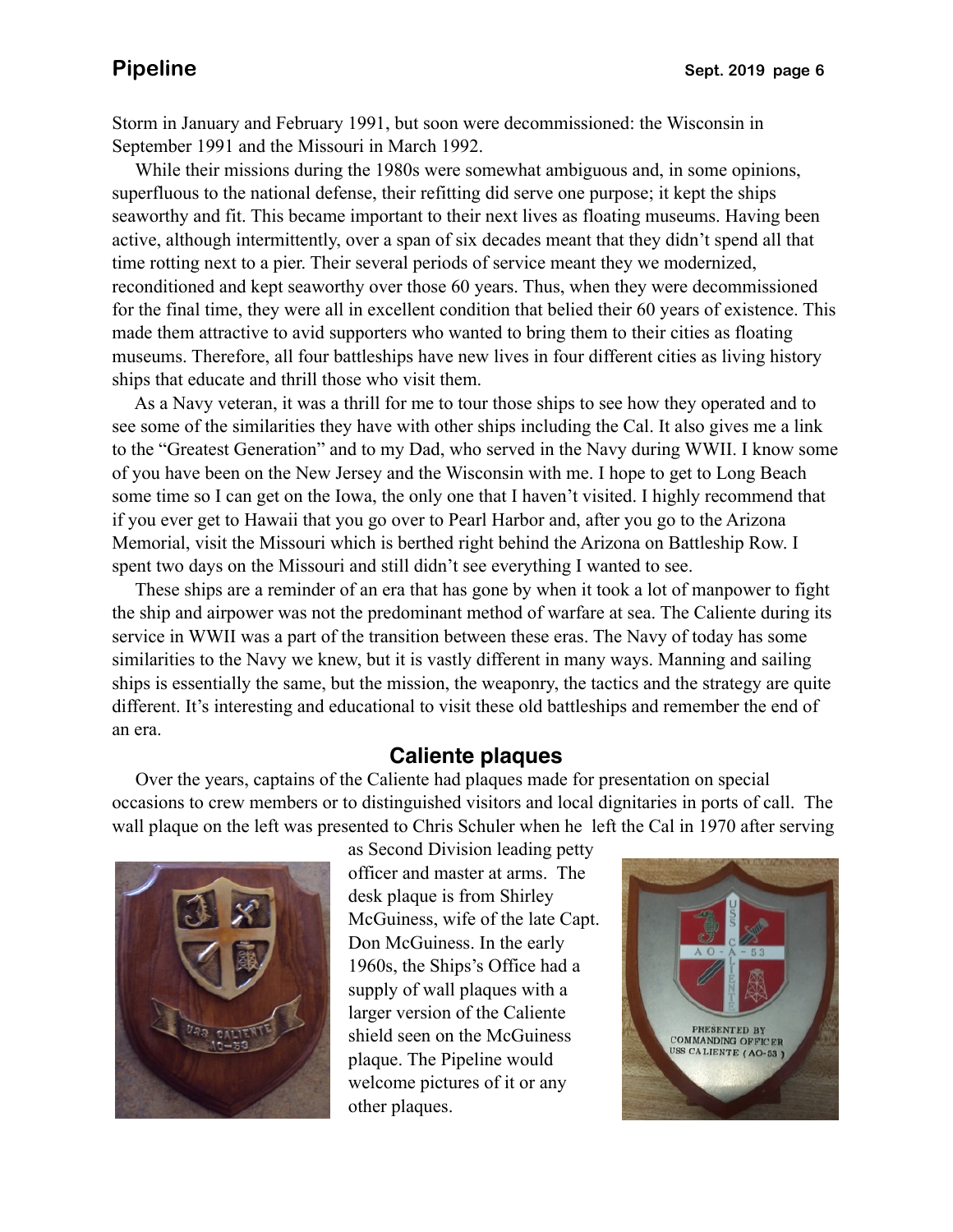Storm in January and February 1991, but soon were decommissioned: the Wisconsin in September 1991 and the Missouri in March 1992.

While their missions during the 1980s were somewhat ambiguous and, in some opinions, superfluous to the national defense, their refitting did serve one purpose; it kept the ships seaworthy and fit. This became important to their next lives as floating museums. Having been active, although intermittently, over a span of six decades meant that they didn't spend all that time rotting next to a pier. Their several periods of service meant they we modernized, reconditioned and kept seaworthy over those 60 years. Thus, when they were decommissioned for the final time, they were all in excellent condition that belied their 60 years of existence. This made them attractive to avid supporters who wanted to bring them to their cities as floating museums. Therefore, all four battleships have new lives in four different cities as living history ships that educate and thrill those who visit them.

As a Navy veteran, it was a thrill for me to tour those ships to see how they operated and to see some of the similarities they have with other ships including the Cal. It also gives me a link to the "Greatest Generation" and to my Dad, who served in the Navy during WWII. I know some of you have been on the New Jersey and the Wisconsin with me. I hope to get to Long Beach some time so I can get on the Iowa, the only one that I haven't visited. I highly recommend that if you ever get to Hawaii that you go over to Pearl Harbor and, after you go to the Arizona Memorial, visit the Missouri which is berthed right behind the Arizona on Battleship Row. I spent two days on the Missouri and still didn't see everything I wanted to see.

These ships are a reminder of an era that has gone by when it took a lot of manpower to fight the ship and airpower was not the predominant method of warfare at sea. The Caliente during its service in WWII was a part of the transition between these eras. The Navy of today has some similarities to the Navy we knew, but it is vastly different in many ways. Manning and sailing ships is essentially the same, but the mission, the weaponry, the tactics and the strategy are quite different. It's interesting and educational to visit these old battleships and remember the end of an era.

## Caliente plaques

Over the years, captains of the Caliente had plaques made for presentation on special occasions to crew members or to distinguished visitors and local dignitaries in ports of call. The wall plaque on the left was presented to Chris Schuler when he left the Cal in 1970 after serving as Second Division leading petty officer and master at arms. The desk plaque is from Shirley McGuiness, wife of the late Capt. Don McGuiness. In the early 1960s, the Ships's Office had a supply of wall plaques with a larger version of the Caliente shield seen on the McGuiness plaque. The Pipeline would welcome pictures of it or any other plaques.